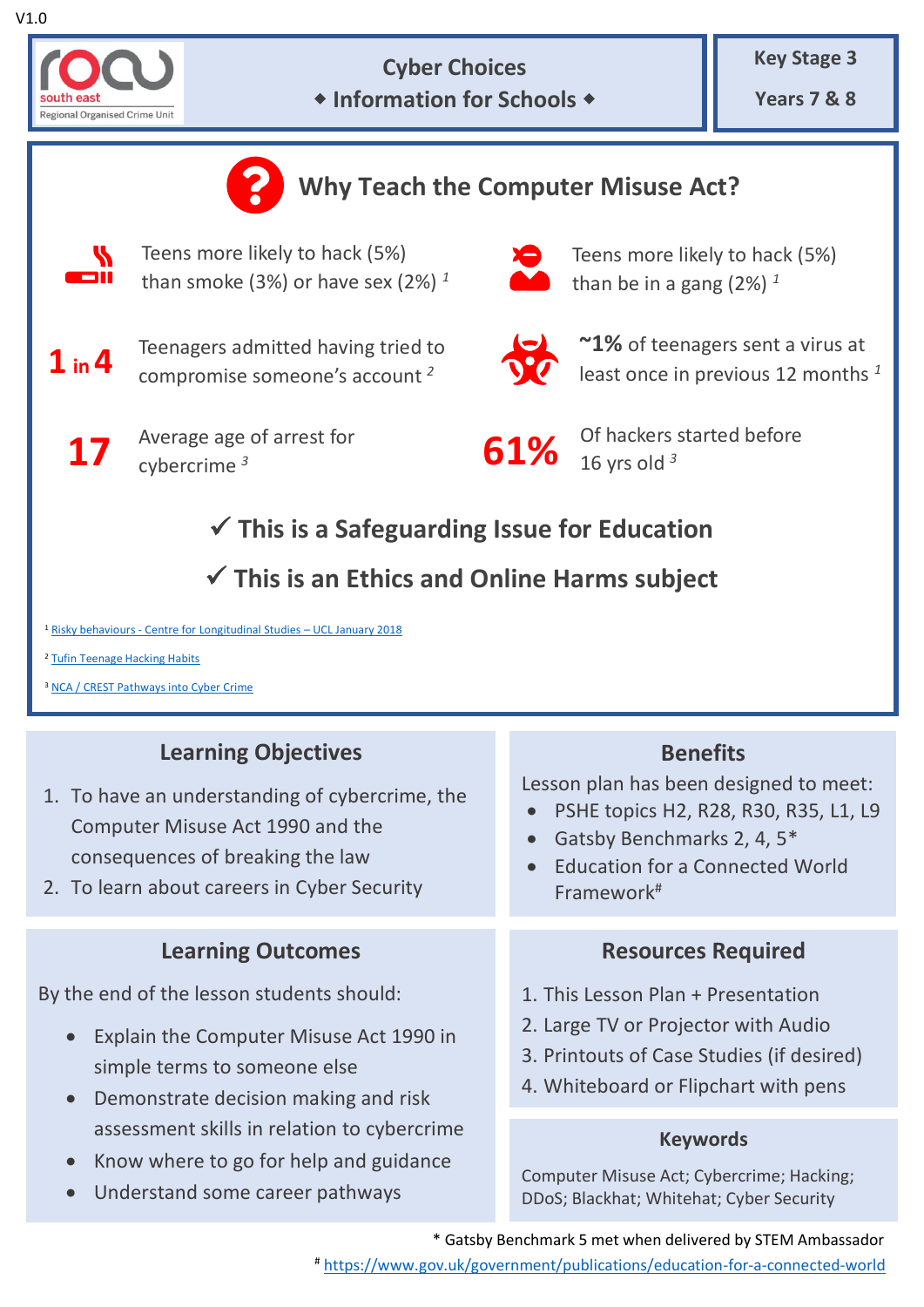V1.0

south east
Regional Organised Crime Unit

# Cyber Choices

◆ Information for Schools ◆

**Key Stage 3**

**Years 7 & 8**

## Why Teach the Computer Misuse Act?

Teens more likely to hack (5%) than smoke (3%) or have sex (2%) [1]

Teens more likely to hack (5%) than be in a gang (2%) [1]

**1 in 4** Teenagers admitted having tried to compromise someone's account [2]

**~1%** of teenagers sent a virus at least once in previous 12 months [1]

**17** Average age of arrest for cybercrime [3]

**61%** Of hackers started before 16 yrs old [3]

✓ **This is a Safeguarding Issue for Education**

✓ **This is an Ethics and Online Harms subject**

[1] Risky behaviours - Centre for Longitudinal Studies – UCL January 2018

[2] Tufin Teenage Hacking Habits

[3] NCA / CREST Pathways into Cyber Crime

### Learning Objectives

1. To have an understanding of cybercrime, the Computer Misuse Act 1990 and the consequences of breaking the law
2. To learn about careers in Cyber Security

### Benefits

Lesson plan has been designed to meet:

- PSHE topics H2, R28, R30, R35, L1, L9
- Gatsby Benchmarks 2, 4, 5*
- Education for a Connected World Framework#

### Learning Outcomes

By the end of the lesson students should:

- Explain the Computer Misuse Act 1990 in simple terms to someone else
- Demonstrate decision making and risk assessment skills in relation to cybercrime
- Know where to go for help and guidance
- Understand some career pathways

### Resources Required

1. This Lesson Plan + Presentation
2. Large TV or Projector with Audio
3. Printouts of Case Studies (if desired)
4. Whiteboard or Flipchart with pens

### Keywords

Computer Misuse Act; Cybercrime; Hacking; DDoS; Blackhat; Whitehat; Cyber Security

* Gatsby Benchmark 5 met when delivered by STEM Ambassador

# https://www.gov.uk/government/publications/education-for-a-connected-world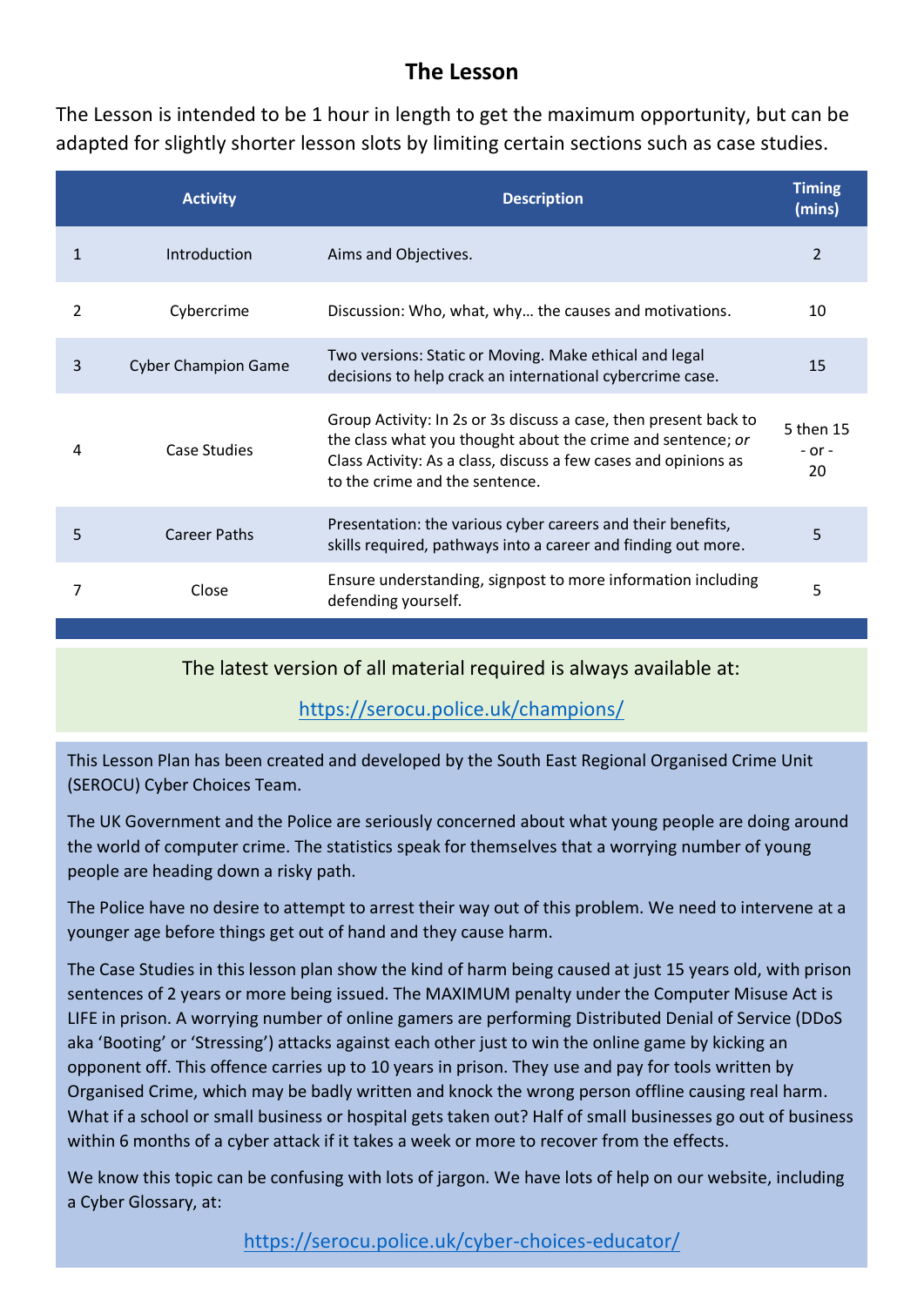## The Lesson

The Lesson is intended to be 1 hour in length to get the maximum opportunity, but can be adapted for slightly shorter lesson slots by limiting certain sections such as case studies.

| | Activity | Description | Timing (mins) |
|---|---|---|---|
| 1 | Introduction | Aims and Objectives. | 2 |
| 2 | Cybercrime | Discussion: Who, what, why… the causes and motivations. | 10 |
| 3 | Cyber Champion Game | Two versions: Static or Moving. Make ethical and legal decisions to help crack an international cybercrime case. | 15 |
| 4 | Case Studies | Group Activity: In 2s or 3s discuss a case, then present back to the class what you thought about the crime and sentence; *or* Class Activity: As a class, discuss a few cases and opinions as to the crime and the sentence. | 5 then 15 - or - 20 |
| 5 | Career Paths | Presentation: the various cyber careers and their benefits, skills required, pathways into a career and finding out more. | 5 |
| 7 | Close | Ensure understanding, signpost to more information including defending yourself. | 5 |

The latest version of all material required is always available at:

https://serocu.police.uk/champions/

This Lesson Plan has been created and developed by the South East Regional Organised Crime Unit (SEROCU) Cyber Choices Team.

The UK Government and the Police are seriously concerned about what young people are doing around the world of computer crime. The statistics speak for themselves that a worrying number of young people are heading down a risky path.

The Police have no desire to attempt to arrest their way out of this problem. We need to intervene at a younger age before things get out of hand and they cause harm.

The Case Studies in this lesson plan show the kind of harm being caused at just 15 years old, with prison sentences of 2 years or more being issued. The MAXIMUM penalty under the Computer Misuse Act is LIFE in prison. A worrying number of online gamers are performing Distributed Denial of Service (DDoS aka 'Booting' or 'Stressing') attacks against each other just to win the online game by kicking an opponent off. This offence carries up to 10 years in prison. They use and pay for tools written by Organised Crime, which may be badly written and knock the wrong person offline causing real harm. What if a school or small business or hospital gets taken out? Half of small businesses go out of business within 6 months of a cyber attack if it takes a week or more to recover from the effects.

We know this topic can be confusing with lots of jargon. We have lots of help on our website, including a Cyber Glossary, at:

https://serocu.police.uk/cyber-choices-educator/